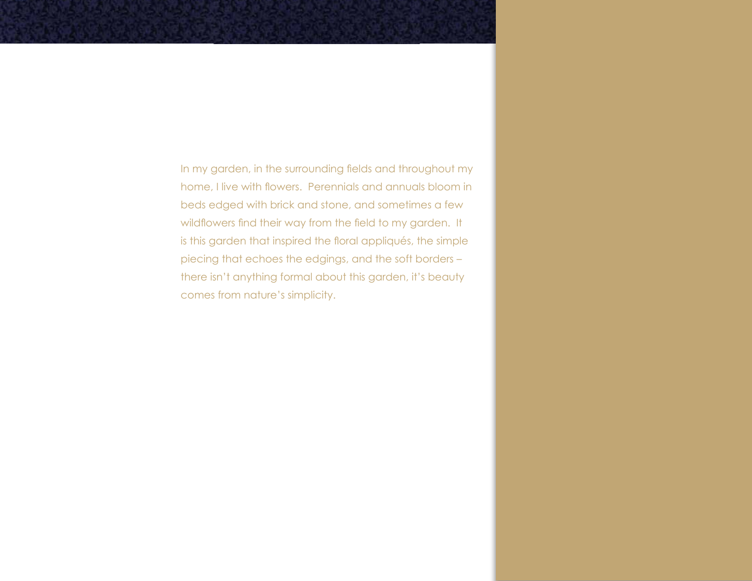In my garden, in the surrounding fields and throughout my home, I live with flowers.  Perennials and annuals bloom in beds edged with brick and stone, and sometimes a few wildflowers find their way from the field to my garden.  It is this garden that inspired the floral appliqués, the simple piecing that echoes the edgings, and the soft borders – there isn't anything formal about this garden, it's beauty comes from nature's simplicity.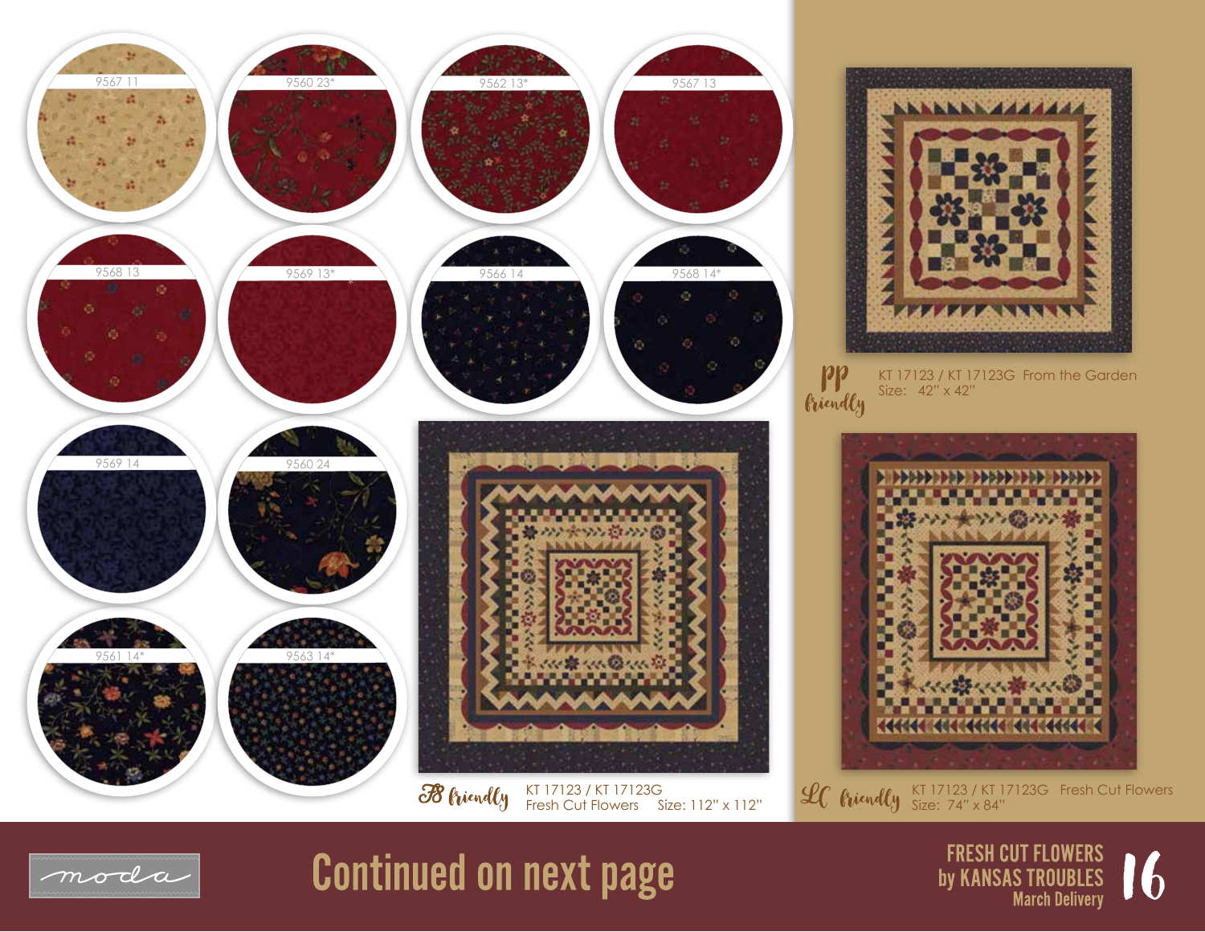9567 11

9560 23*

9562 13*

9567 13

9568 13

9569 13*

9566 14

9568 14*

9569 14

9560 24

9561 14*

9563 14*

FQ friendly

KT 17123 / KT 17123G
Fresh Cut Flowers Size: 112" x 112"

PP friendly

KT 17123 / KT 17123G From the Garden
Size: 42" x 42"

LC friendly

KT 17123 / KT 17123G Fresh Cut Flowers
Size: 74" x 84"

moda

## Continued on next page

FRESH CUT FLOWERS
by KANSAS TROUBLES
March Delivery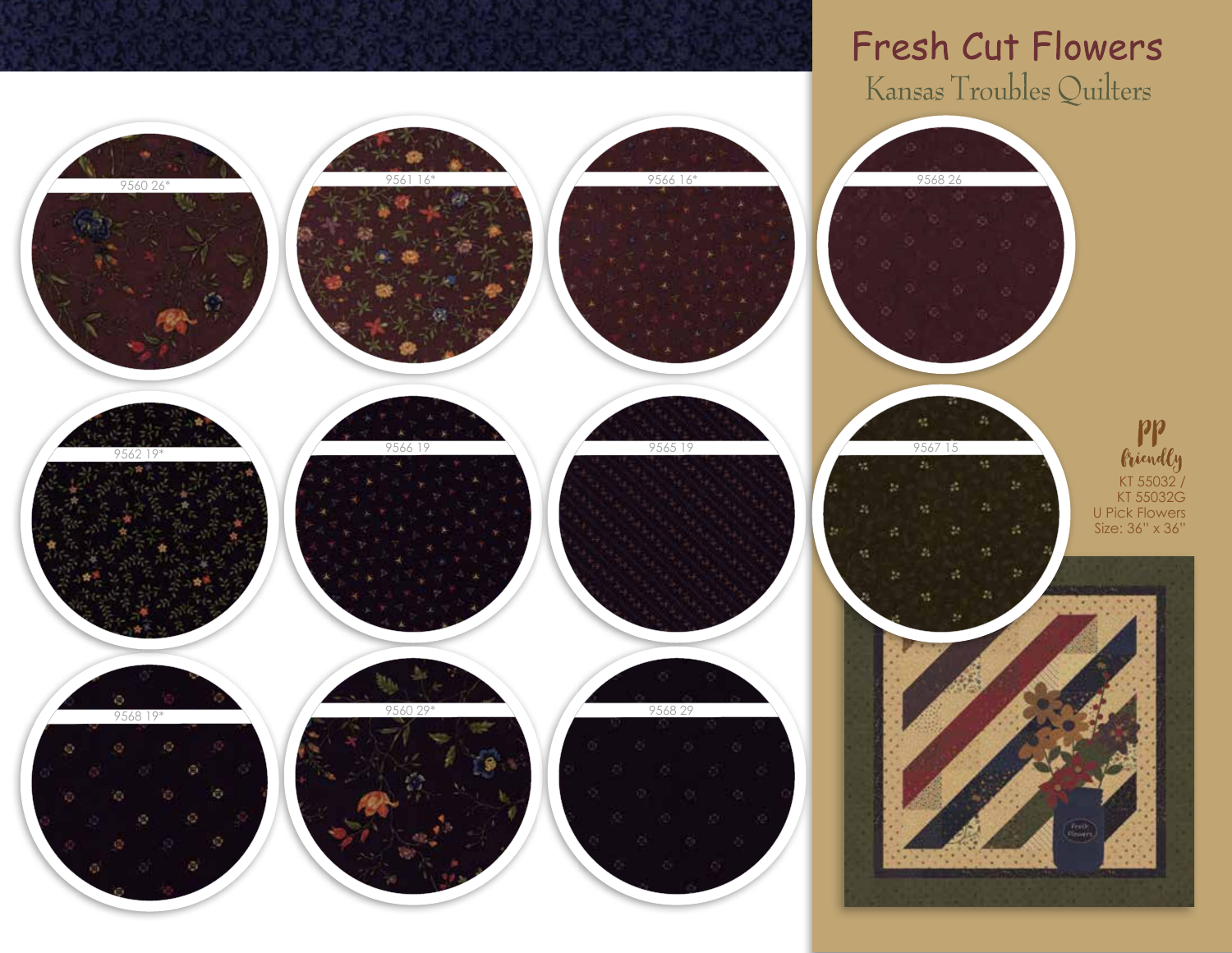# Fresh Cut Flowers

## Kansas Troubles Quilters

9560 26*

9561 16*

9566 16*

9568 26

9562 19*

9566 19

9565 19

9567 15

9568 19*

9560 29*

9568 29

pp friendly

KT 55032 / KT 55032G
U Pick Flowers
Size: 36" x 36"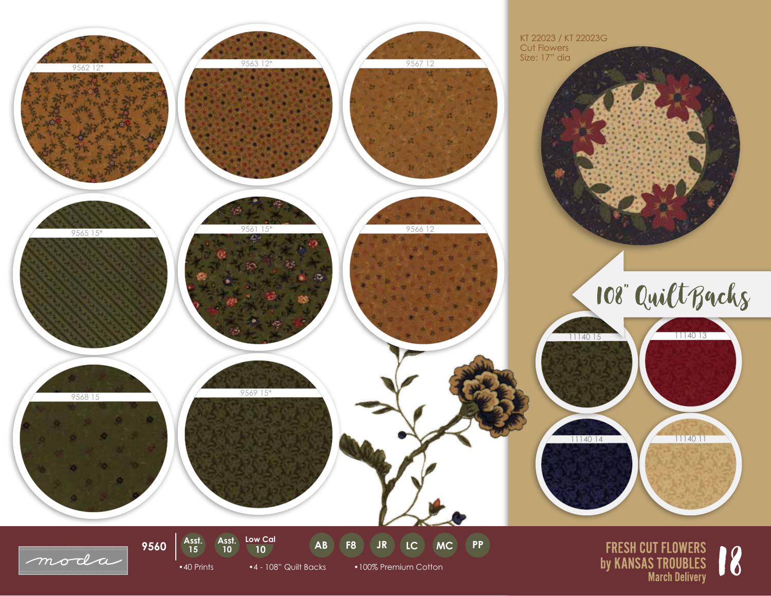9562 12*

9563 12*

9567 12

9565 15*

9561 15*

9566 12

9568 15

9569 15*

KT 22023 / KT 22023G
Cut Flowers
Size: 17" dia

108" Quilt Backs

11140 15

11140 13

11140 14

11140 11

moda

9560

Asst. 15 • Asst. 10 • Low Cal 10

AB • F8 • JR • LC • MC • PP

•40 Prints •4 - 108" Quilt Backs •100% Premium Cotton

FRESH CUT FLOWERS
by KANSAS TROUBLES
March Delivery